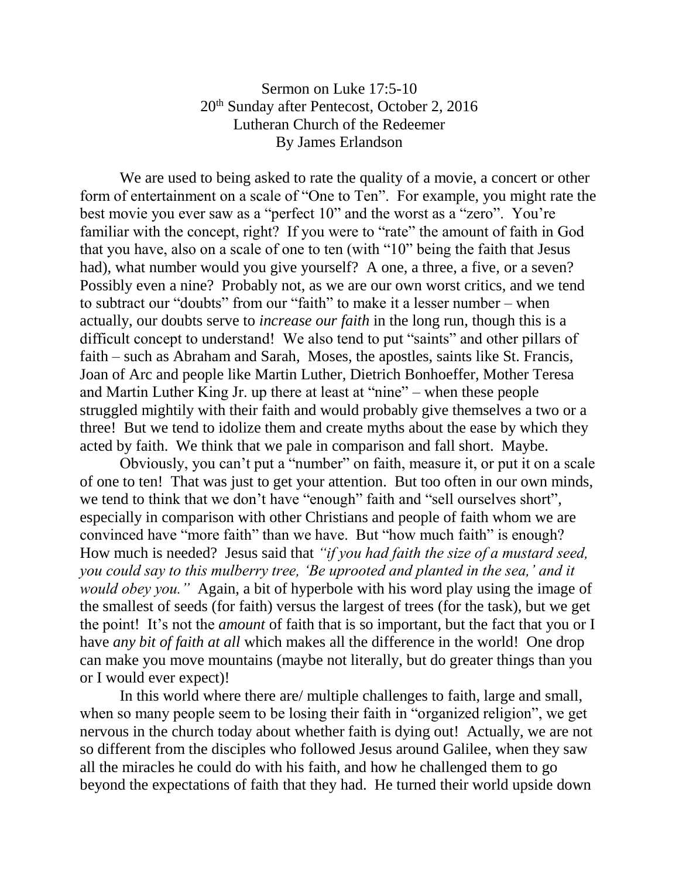Sermon on Luke 17:5-10

20th Sunday after Pentecost, October 2, 2016

Lutheran Church of the Redeemer

By James Erlandson

We are used to being asked to rate the quality of a movie, a concert or other form of entertainment on a scale of "One to Ten". For example, you might rate the best movie you ever saw as a "perfect 10" and the worst as a "zero". You're familiar with the concept, right? If you were to "rate" the amount of faith in God that you have, also on a scale of one to ten (with "10" being the faith that Jesus had), what number would you give yourself? A one, a three, a five, or a seven? Possibly even a nine? Probably not, as we are our own worst critics, and we tend to subtract our "doubts" from our "faith" to make it a lesser number – when actually, our doubts serve to *increase our faith* in the long run, though this is a difficult concept to understand! We also tend to put "saints" and other pillars of faith – such as Abraham and Sarah, Moses, the apostles, saints like St. Francis, Joan of Arc and people like Martin Luther, Dietrich Bonhoeffer, Mother Teresa and Martin Luther King Jr. up there at least at "nine" – when these people struggled mightily with their faith and would probably give themselves a two or a three! But we tend to idolize them and create myths about the ease by which they acted by faith. We think that we pale in comparison and fall short. Maybe.

Obviously, you can't put a "number" on faith, measure it, or put it on a scale of one to ten! That was just to get your attention. But too often in our own minds, we tend to think that we don't have "enough" faith and "sell ourselves short", especially in comparison with other Christians and people of faith whom we are convinced have "more faith" than we have. But "how much faith" is enough? How much is needed? Jesus said that *"if you had faith the size of a mustard seed, you could say to this mulberry tree, 'Be uprooted and planted in the sea,' and it would obey you."* Again, a bit of hyperbole with his word play using the image of the smallest of seeds (for faith) versus the largest of trees (for the task), but we get the point! It's not the *amount* of faith that is so important, but the fact that you or I have *any bit of faith at all* which makes all the difference in the world! One drop can make you move mountains (maybe not literally, but do greater things than you or I would ever expect)!

In this world where there are/ multiple challenges to faith, large and small, when so many people seem to be losing their faith in "organized religion", we get nervous in the church today about whether faith is dying out! Actually, we are not so different from the disciples who followed Jesus around Galilee, when they saw all the miracles he could do with his faith, and how he challenged them to go beyond the expectations of faith that they had. He turned their world upside down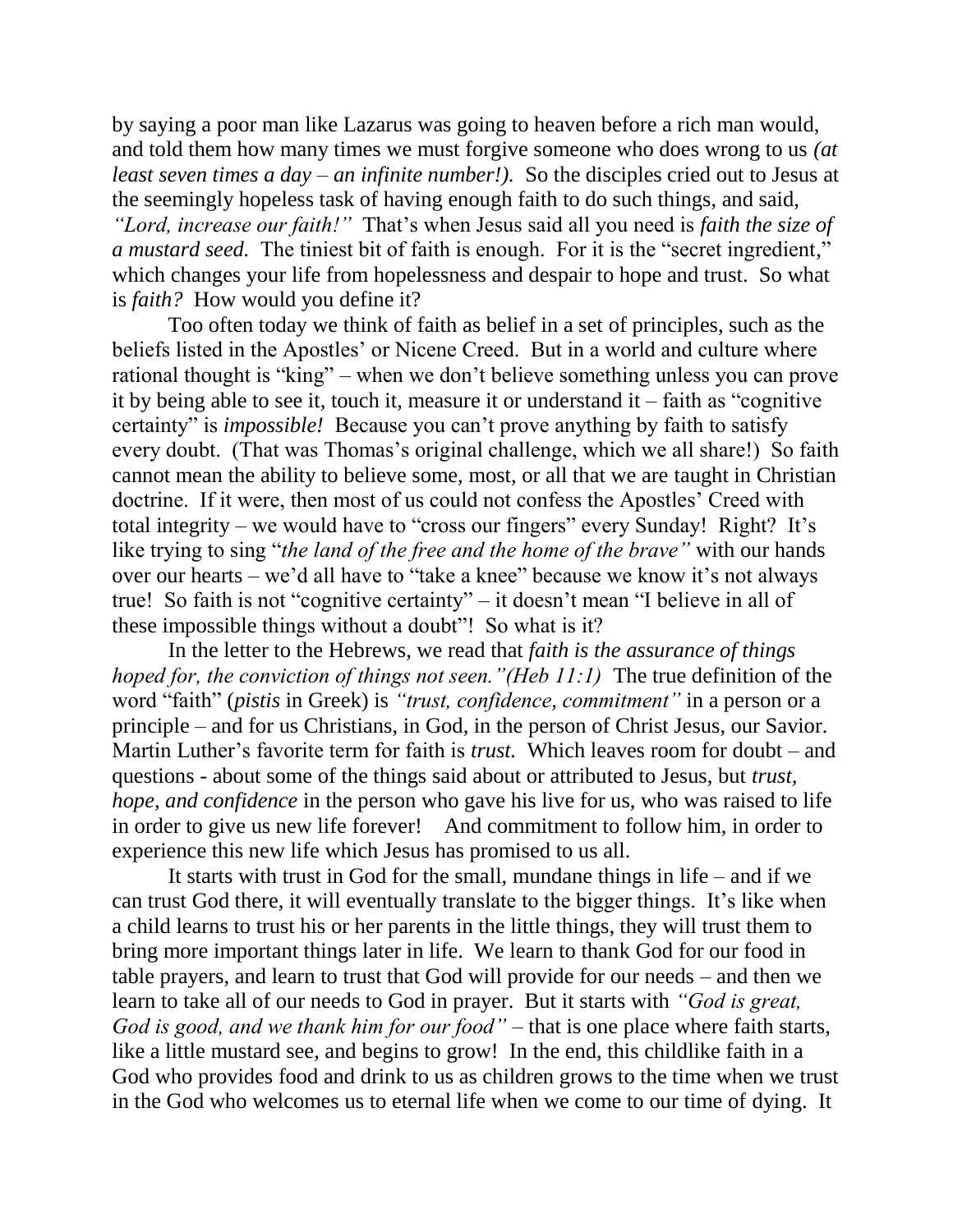by saying a poor man like Lazarus was going to heaven before a rich man would, and told them how many times we must forgive someone who does wrong to us *(at least seven times a day – an infinite number!).* So the disciples cried out to Jesus at the seemingly hopeless task of having enough faith to do such things, and said, *"Lord, increase our faith!"* That's when Jesus said all you need is *faith the size of a mustard seed.* The tiniest bit of faith is enough. For it is the "secret ingredient," which changes your life from hopelessness and despair to hope and trust. So what is *faith?* How would you define it?

Too often today we think of faith as belief in a set of principles, such as the beliefs listed in the Apostles' or Nicene Creed. But in a world and culture where rational thought is "king" – when we don't believe something unless you can prove it by being able to see it, touch it, measure it or understand it – faith as "cognitive certainty" is *impossible!* Because you can't prove anything by faith to satisfy every doubt. (That was Thomas's original challenge, which we all share!) So faith cannot mean the ability to believe some, most, or all that we are taught in Christian doctrine. If it were, then most of us could not confess the Apostles' Creed with total integrity – we would have to "cross our fingers" every Sunday! Right? It's like trying to sing "*the land of the free and the home of the brave"* with our hands over our hearts – we'd all have to "take a knee" because we know it's not always true! So faith is not "cognitive certainty" – it doesn't mean "I believe in all of these impossible things without a doubt"! So what is it?

In the letter to the Hebrews, we read that *faith is the assurance of things hoped for, the conviction of things not seen."(Heb 11:1)* The true definition of the word "faith" (*pistis* in Greek) is *"trust, confidence, commitment"* in a person or a principle – and for us Christians, in God, in the person of Christ Jesus, our Savior. Martin Luther's favorite term for faith is *trust.* Which leaves room for doubt – and questions - about some of the things said about or attributed to Jesus, but *trust, hope, and confidence* in the person who gave his live for us, who was raised to life in order to give us new life forever! And commitment to follow him, in order to experience this new life which Jesus has promised to us all.

It starts with trust in God for the small, mundane things in life – and if we can trust God there, it will eventually translate to the bigger things. It's like when a child learns to trust his or her parents in the little things, they will trust them to bring more important things later in life. We learn to thank God for our food in table prayers, and learn to trust that God will provide for our needs – and then we learn to take all of our needs to God in prayer. But it starts with *"God is great, God is good, and we thank him for our food"* – that is one place where faith starts, like a little mustard see, and begins to grow! In the end, this childlike faith in a God who provides food and drink to us as children grows to the time when we trust in the God who welcomes us to eternal life when we come to our time of dying. It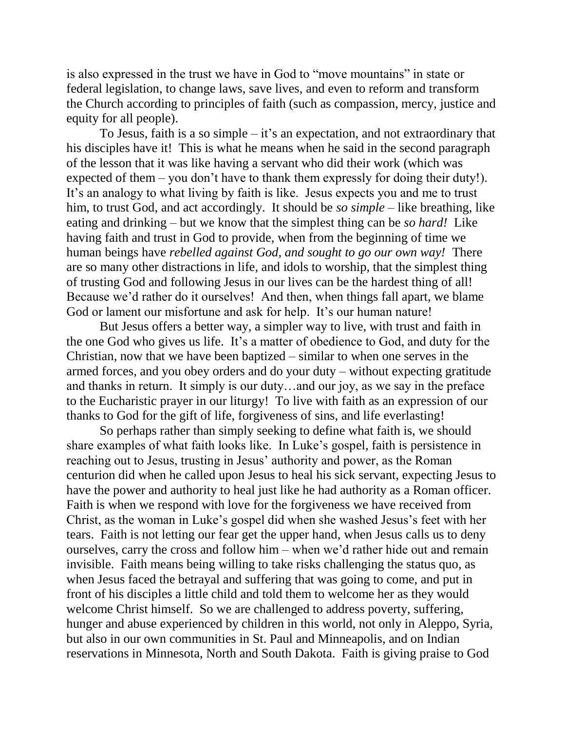is also expressed in the trust we have in God to "move mountains" in state or federal legislation, to change laws, save lives, and even to reform and transform the Church according to principles of faith (such as compassion, mercy, justice and equity for all people).

To Jesus, faith is a so simple – it's an expectation, and not extraordinary that his disciples have it! This is what he means when he said in the second paragraph of the lesson that it was like having a servant who did their work (which was expected of them – you don't have to thank them expressly for doing their duty!). It's an analogy to what living by faith is like. Jesus expects you and me to trust him, to trust God, and act accordingly. It should be *so simple* – like breathing, like eating and drinking – but we know that the simplest thing can be *so hard!* Like having faith and trust in God to provide, when from the beginning of time we human beings have *rebelled against God, and sought to go our own way!* There are so many other distractions in life, and idols to worship, that the simplest thing of trusting God and following Jesus in our lives can be the hardest thing of all! Because we'd rather do it ourselves! And then, when things fall apart, we blame God or lament our misfortune and ask for help. It's our human nature!

But Jesus offers a better way, a simpler way to live, with trust and faith in the one God who gives us life. It's a matter of obedience to God, and duty for the Christian, now that we have been baptized – similar to when one serves in the armed forces, and you obey orders and do your duty – without expecting gratitude and thanks in return. It simply is our duty…and our joy, as we say in the preface to the Eucharistic prayer in our liturgy! To live with faith as an expression of our thanks to God for the gift of life, forgiveness of sins, and life everlasting!

So perhaps rather than simply seeking to define what faith is, we should share examples of what faith looks like. In Luke's gospel, faith is persistence in reaching out to Jesus, trusting in Jesus' authority and power, as the Roman centurion did when he called upon Jesus to heal his sick servant, expecting Jesus to have the power and authority to heal just like he had authority as a Roman officer. Faith is when we respond with love for the forgiveness we have received from Christ, as the woman in Luke's gospel did when she washed Jesus's feet with her tears. Faith is not letting our fear get the upper hand, when Jesus calls us to deny ourselves, carry the cross and follow him – when we'd rather hide out and remain invisible. Faith means being willing to take risks challenging the status quo, as when Jesus faced the betrayal and suffering that was going to come, and put in front of his disciples a little child and told them to welcome her as they would welcome Christ himself. So we are challenged to address poverty, suffering, hunger and abuse experienced by children in this world, not only in Aleppo, Syria, but also in our own communities in St. Paul and Minneapolis, and on Indian reservations in Minnesota, North and South Dakota. Faith is giving praise to God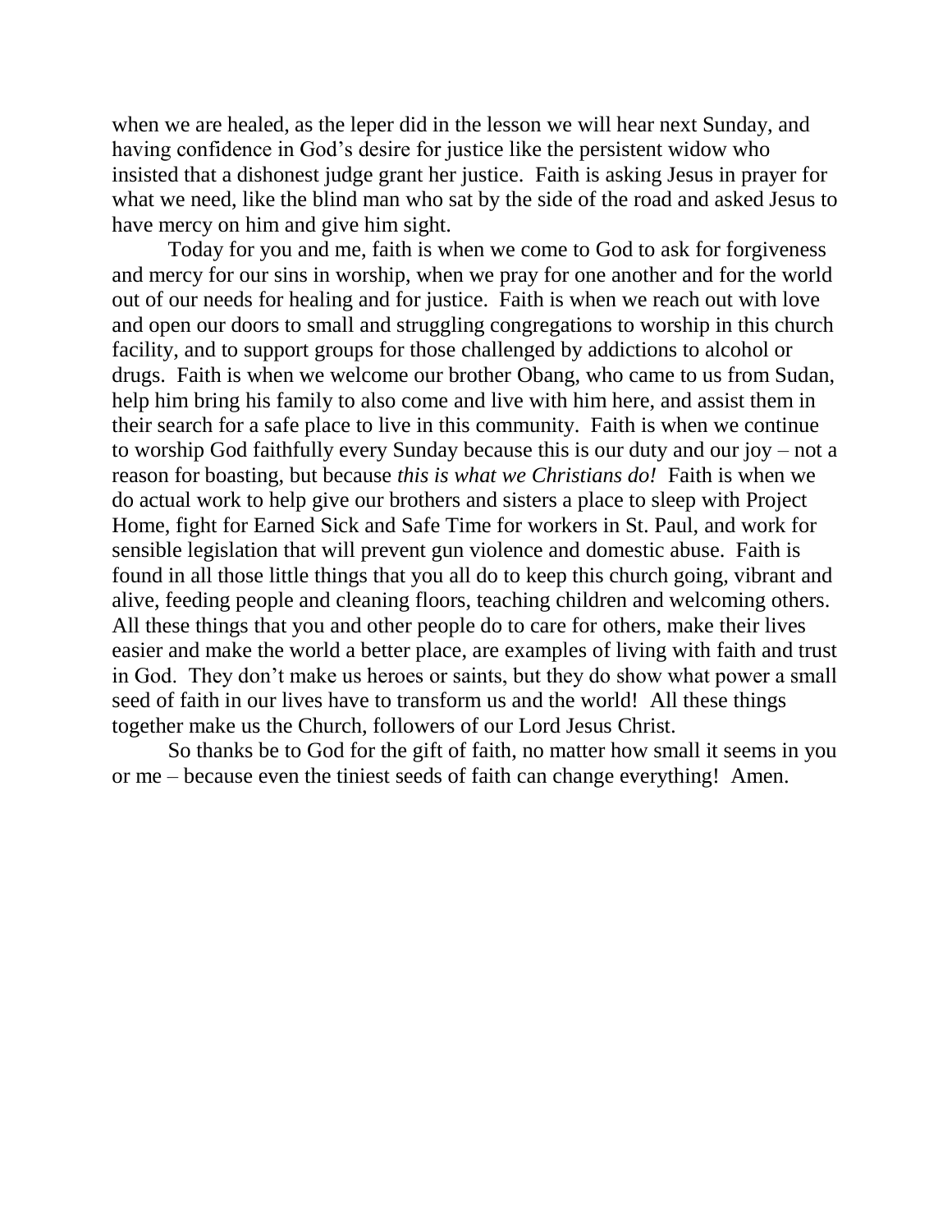when we are healed, as the leper did in the lesson we will hear next Sunday, and having confidence in God's desire for justice like the persistent widow who insisted that a dishonest judge grant her justice. Faith is asking Jesus in prayer for what we need, like the blind man who sat by the side of the road and asked Jesus to have mercy on him and give him sight.

Today for you and me, faith is when we come to God to ask for forgiveness and mercy for our sins in worship, when we pray for one another and for the world out of our needs for healing and for justice. Faith is when we reach out with love and open our doors to small and struggling congregations to worship in this church facility, and to support groups for those challenged by addictions to alcohol or drugs. Faith is when we welcome our brother Obang, who came to us from Sudan, help him bring his family to also come and live with him here, and assist them in their search for a safe place to live in this community. Faith is when we continue to worship God faithfully every Sunday because this is our duty and our joy – not a reason for boasting, but because *this is what we Christians do!* Faith is when we do actual work to help give our brothers and sisters a place to sleep with Project Home, fight for Earned Sick and Safe Time for workers in St. Paul, and work for sensible legislation that will prevent gun violence and domestic abuse. Faith is found in all those little things that you all do to keep this church going, vibrant and alive, feeding people and cleaning floors, teaching children and welcoming others. All these things that you and other people do to care for others, make their lives easier and make the world a better place, are examples of living with faith and trust in God. They don't make us heroes or saints, but they do show what power a small seed of faith in our lives have to transform us and the world! All these things together make us the Church, followers of our Lord Jesus Christ.

So thanks be to God for the gift of faith, no matter how small it seems in you or me – because even the tiniest seeds of faith can change everything! Amen.